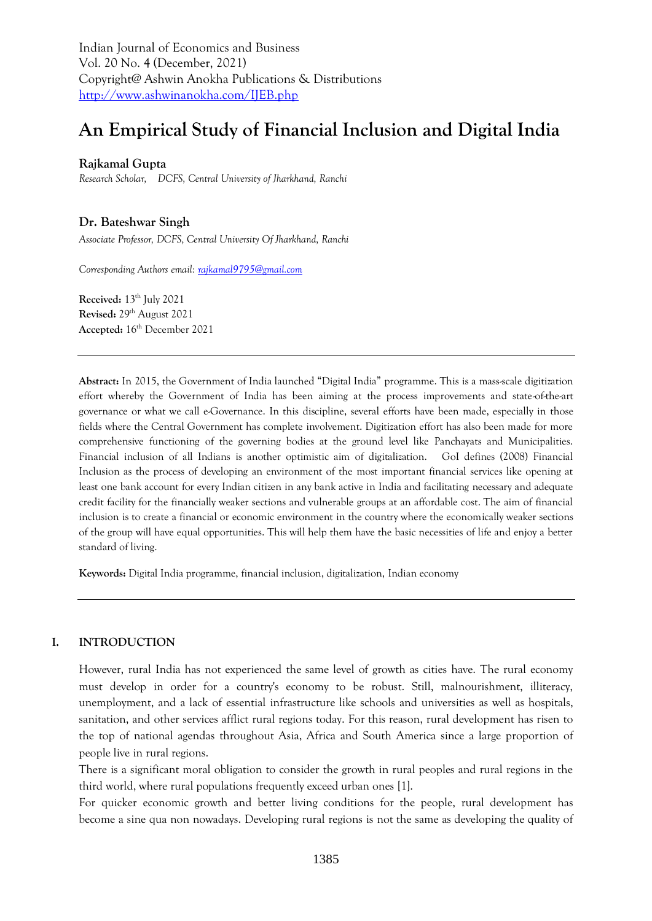Indian Journal of Economics and Business
Vol. 20 No. 4 (December, 2021)
Copyright@ Ashwin Anokha Publications & Distributions
http://www.ashwinanokha.com/IJEB.php

# An Empirical Study of Financial Inclusion and Digital India

**Rajkamal Gupta**
*Research Scholar, DCFS, Central University of Jharkhand, Ranchi*

**Dr. Bateshwar Singh**
*Associate Professor, DCFS, Central University Of Jharkhand, Ranchi*

*Corresponding Authors email: rajkamal9795@gmail.com*

**Received:** 13th July 2021
**Revised:** 29th August 2021
**Accepted:** 16th December 2021

---

**Abstract:** In 2015, the Government of India launched "Digital India" programme. This is a mass-scale digitization effort whereby the Government of India has been aiming at the process improvements and state-of-the-art governance or what we call e-Governance. In this discipline, several efforts have been made, especially in those fields where the Central Government has complete involvement. Digitization effort has also been made for more comprehensive functioning of the governing bodies at the ground level like Panchayats and Municipalities. Financial inclusion of all Indians is another optimistic aim of digitalization. GoI defines (2008) Financial Inclusion as the process of developing an environment of the most important financial services like opening at least one bank account for every Indian citizen in any bank active in India and facilitating necessary and adequate credit facility for the financially weaker sections and vulnerable groups at an affordable cost. The aim of financial inclusion is to create a financial or economic environment in the country where the economically weaker sections of the group will have equal opportunities. This will help them have the basic necessities of life and enjoy a better standard of living.

**Keywords:** Digital India programme, financial inclusion, digitalization, Indian economy

---

## I. INTRODUCTION

However, rural India has not experienced the same level of growth as cities have. The rural economy must develop in order for a country's economy to be robust. Still, malnourishment, illiteracy, unemployment, and a lack of essential infrastructure like schools and universities as well as hospitals, sanitation, and other services afflict rural regions today. For this reason, rural development has risen to the top of national agendas throughout Asia, Africa and South America since a large proportion of people live in rural regions.

There is a significant moral obligation to consider the growth in rural peoples and rural regions in the third world, where rural populations frequently exceed urban ones [1].

For quicker economic growth and better living conditions for the people, rural development has become a sine qua non nowadays. Developing rural regions is not the same as developing the quality of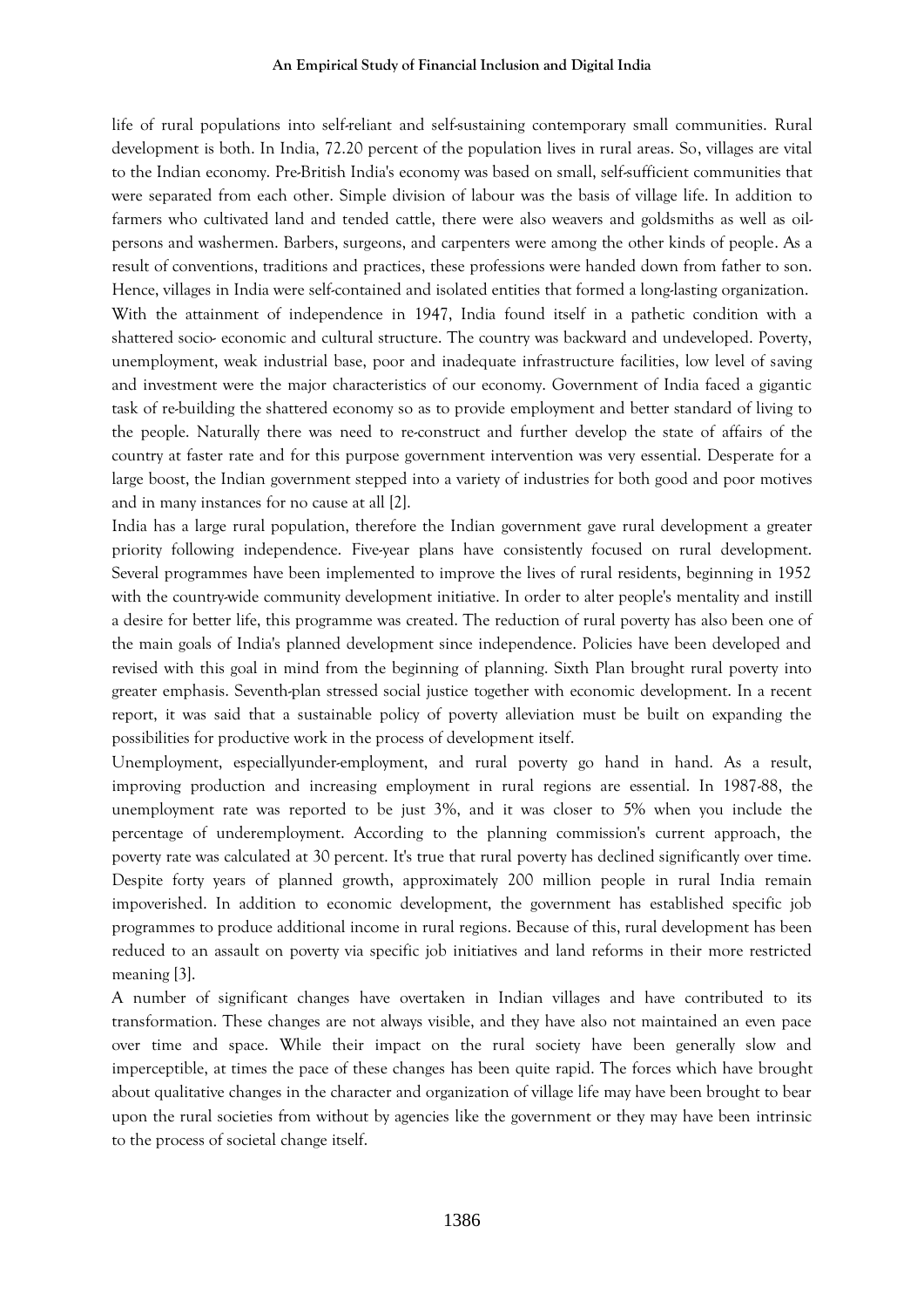life of rural populations into self-reliant and self-sustaining contemporary small communities. Rural development is both. In India, 72.20 percent of the population lives in rural areas. So, villages are vital to the Indian economy. Pre-British India's economy was based on small, self-sufficient communities that were separated from each other. Simple division of labour was the basis of village life. In addition to farmers who cultivated land and tended cattle, there were also weavers and goldsmiths as well as oil-persons and washermen. Barbers, surgeons, and carpenters were among the other kinds of people. As a result of conventions, traditions and practices, these professions were handed down from father to son. Hence, villages in India were self-contained and isolated entities that formed a long-lasting organization.

With the attainment of independence in 1947, India found itself in a pathetic condition with a shattered socio- economic and cultural structure. The country was backward and undeveloped. Poverty, unemployment, weak industrial base, poor and inadequate infrastructure facilities, low level of saving and investment were the major characteristics of our economy. Government of India faced a gigantic task of re-building the shattered economy so as to provide employment and better standard of living to the people. Naturally there was need to re-construct and further develop the state of affairs of the country at faster rate and for this purpose government intervention was very essential. Desperate for a large boost, the Indian government stepped into a variety of industries for both good and poor motives and in many instances for no cause at all [2].

India has a large rural population, therefore the Indian government gave rural development a greater priority following independence. Five-year plans have consistently focused on rural development. Several programmes have been implemented to improve the lives of rural residents, beginning in 1952 with the country-wide community development initiative. In order to alter people's mentality and instill a desire for better life, this programme was created. The reduction of rural poverty has also been one of the main goals of India's planned development since independence. Policies have been developed and revised with this goal in mind from the beginning of planning. Sixth Plan brought rural poverty into greater emphasis. Seventh-plan stressed social justice together with economic development. In a recent report, it was said that a sustainable policy of poverty alleviation must be built on expanding the possibilities for productive work in the process of development itself.

Unemployment, especiallyunder-employment, and rural poverty go hand in hand. As a result, improving production and increasing employment in rural regions are essential. In 1987-88, the unemployment rate was reported to be just 3%, and it was closer to 5% when you include the percentage of underemployment. According to the planning commission's current approach, the poverty rate was calculated at 30 percent. It's true that rural poverty has declined significantly over time. Despite forty years of planned growth, approximately 200 million people in rural India remain impoverished. In addition to economic development, the government has established specific job programmes to produce additional income in rural regions. Because of this, rural development has been reduced to an assault on poverty via specific job initiatives and land reforms in their more restricted meaning [3].

A number of significant changes have overtaken in Indian villages and have contributed to its transformation. These changes are not always visible, and they have also not maintained an even pace over time and space. While their impact on the rural society have been generally slow and imperceptible, at times the pace of these changes has been quite rapid. The forces which have brought about qualitative changes in the character and organization of village life may have been brought to bear upon the rural societies from without by agencies like the government or they may have been intrinsic to the process of societal change itself.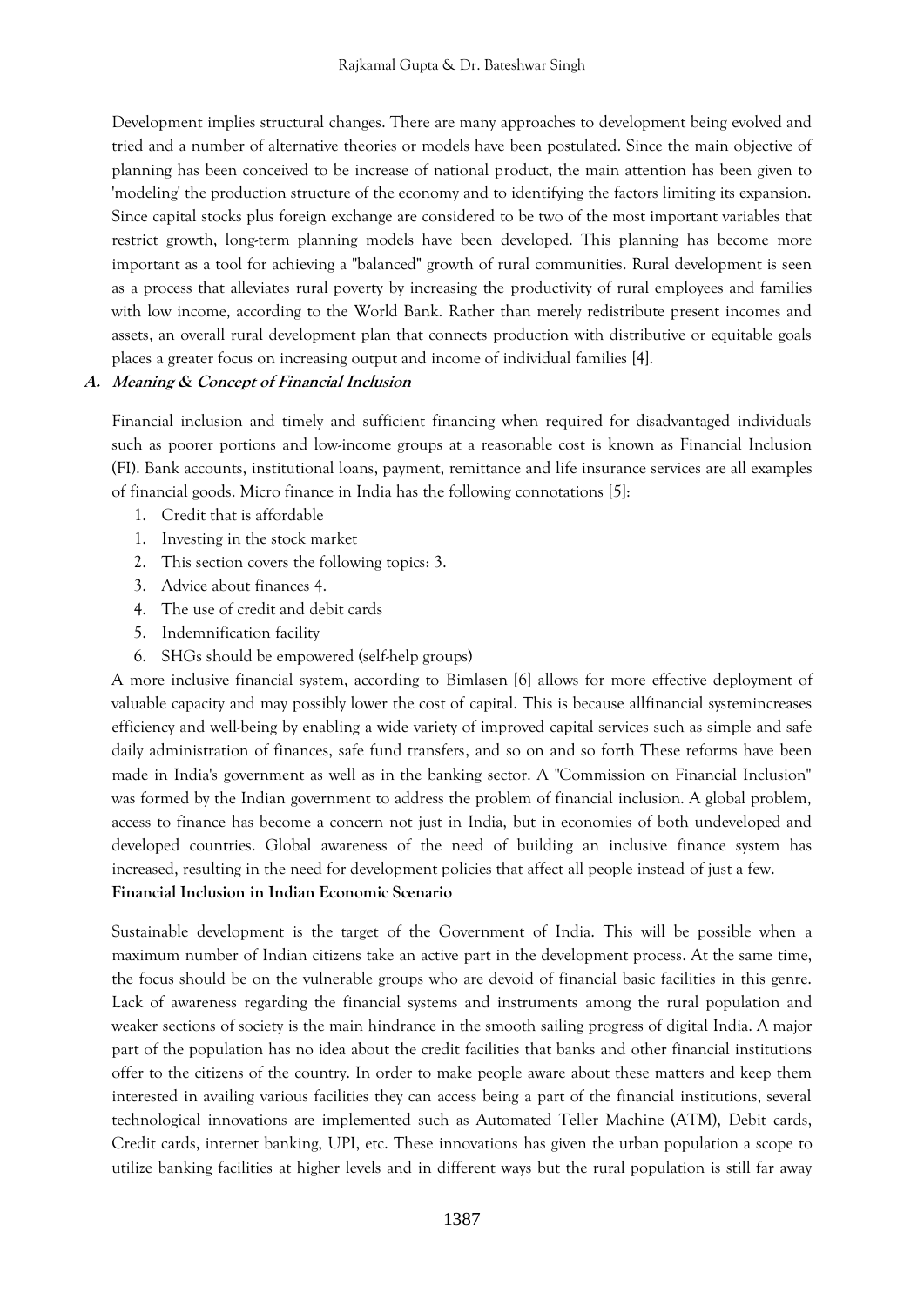Development implies structural changes. There are many approaches to development being evolved and tried and a number of alternative theories or models have been postulated. Since the main objective of planning has been conceived to be increase of national product, the main attention has been given to 'modeling' the production structure of the economy and to identifying the factors limiting its expansion. Since capital stocks plus foreign exchange are considered to be two of the most important variables that restrict growth, long-term planning models have been developed. This planning has become more important as a tool for achieving a "balanced" growth of rural communities. Rural development is seen as a process that alleviates rural poverty by increasing the productivity of rural employees and families with low income, according to the World Bank. Rather than merely redistribute present incomes and assets, an overall rural development plan that connects production with distributive or equitable goals places a greater focus on increasing output and income of individual families [4].

### A. *Meaning & Concept of Financial Inclusion*

Financial inclusion and timely and sufficient financing when required for disadvantaged individuals such as poorer portions and low-income groups at a reasonable cost is known as Financial Inclusion (FI). Bank accounts, institutional loans, payment, remittance and life insurance services are all examples of financial goods. Micro finance in India has the following connotations [5]:

1. Credit that is affordable
1. Investing in the stock market
2. This section covers the following topics: 3.
3. Advice about finances 4.
4. The use of credit and debit cards
5. Indemnification facility
6. SHGs should be empowered (self-help groups)

A more inclusive financial system, according to Bimlasen [6] allows for more effective deployment of valuable capacity and may possibly lower the cost of capital. This is because allfinancial systemincreases efficiency and well-being by enabling a wide variety of improved capital services such as simple and safe daily administration of finances, safe fund transfers, and so on and so forth These reforms have been made in India's government as well as in the banking sector. A "Commission on Financial Inclusion" was formed by the Indian government to address the problem of financial inclusion. A global problem, access to finance has become a concern not just in India, but in economies of both undeveloped and developed countries. Global awareness of the need of building an inclusive finance system has increased, resulting in the need for development policies that affect all people instead of just a few.

**Financial Inclusion in Indian Economic Scenario**

Sustainable development is the target of the Government of India. This will be possible when a maximum number of Indian citizens take an active part in the development process. At the same time, the focus should be on the vulnerable groups who are devoid of financial basic facilities in this genre. Lack of awareness regarding the financial systems and instruments among the rural population and weaker sections of society is the main hindrance in the smooth sailing progress of digital India. A major part of the population has no idea about the credit facilities that banks and other financial institutions offer to the citizens of the country. In order to make people aware about these matters and keep them interested in availing various facilities they can access being a part of the financial institutions, several technological innovations are implemented such as Automated Teller Machine (ATM), Debit cards, Credit cards, internet banking, UPI, etc. These innovations has given the urban population a scope to utilize banking facilities at higher levels and in different ways but the rural population is still far away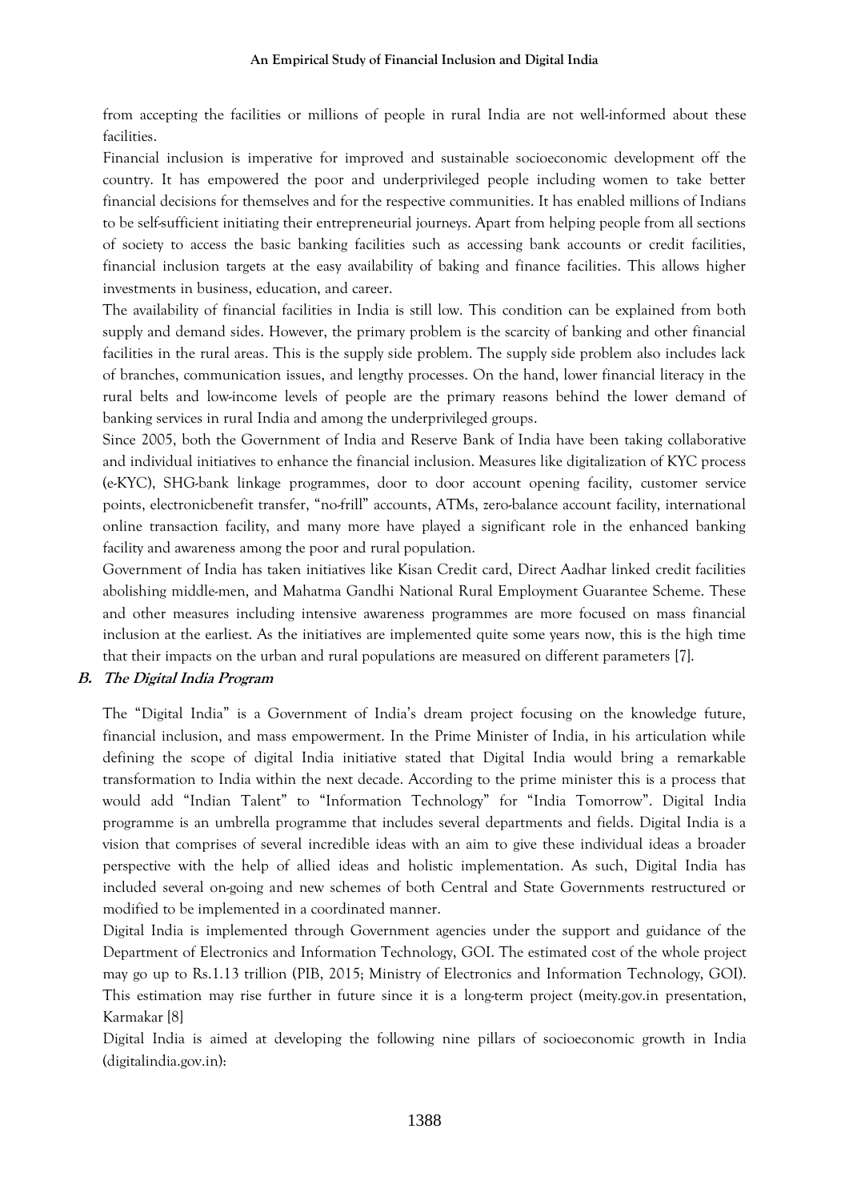from accepting the facilities or millions of people in rural India are not well-informed about these facilities.

Financial inclusion is imperative for improved and sustainable socioeconomic development off the country. It has empowered the poor and underprivileged people including women to take better financial decisions for themselves and for the respective communities. It has enabled millions of Indians to be self-sufficient initiating their entrepreneurial journeys. Apart from helping people from all sections of society to access the basic banking facilities such as accessing bank accounts or credit facilities, financial inclusion targets at the easy availability of baking and finance facilities. This allows higher investments in business, education, and career.

The availability of financial facilities in India is still low. This condition can be explained from both supply and demand sides. However, the primary problem is the scarcity of banking and other financial facilities in the rural areas. This is the supply side problem. The supply side problem also includes lack of branches, communication issues, and lengthy processes. On the hand, lower financial literacy in the rural belts and low-income levels of people are the primary reasons behind the lower demand of banking services in rural India and among the underprivileged groups.

Since 2005, both the Government of India and Reserve Bank of India have been taking collaborative and individual initiatives to enhance the financial inclusion. Measures like digitalization of KYC process (e-KYC), SHG-bank linkage programmes, door to door account opening facility, customer service points, electronicbenefit transfer, "no-frill" accounts, ATMs, zero-balance account facility, international online transaction facility, and many more have played a significant role in the enhanced banking facility and awareness among the poor and rural population.

Government of India has taken initiatives like Kisan Credit card, Direct Aadhar linked credit facilities abolishing middle-men, and Mahatma Gandhi National Rural Employment Guarantee Scheme. These and other measures including intensive awareness programmes are more focused on mass financial inclusion at the earliest. As the initiatives are implemented quite some years now, this is the high time that their impacts on the urban and rural populations are measured on different parameters [7].

### B. *The Digital India Program*

The "Digital India" is a Government of India's dream project focusing on the knowledge future, financial inclusion, and mass empowerment. In the Prime Minister of India, in his articulation while defining the scope of digital India initiative stated that Digital India would bring a remarkable transformation to India within the next decade. According to the prime minister this is a process that would add "Indian Talent" to "Information Technology" for "India Tomorrow". Digital India programme is an umbrella programme that includes several departments and fields. Digital India is a vision that comprises of several incredible ideas with an aim to give these individual ideas a broader perspective with the help of allied ideas and holistic implementation. As such, Digital India has included several on-going and new schemes of both Central and State Governments restructured or modified to be implemented in a coordinated manner.

Digital India is implemented through Government agencies under the support and guidance of the Department of Electronics and Information Technology, GOI. The estimated cost of the whole project may go up to Rs.1.13 trillion (PIB, 2015; Ministry of Electronics and Information Technology, GOI). This estimation may rise further in future since it is a long-term project (meity.gov.in presentation, Karmakar [8]

Digital India is aimed at developing the following nine pillars of socioeconomic growth in India (digitalindia.gov.in):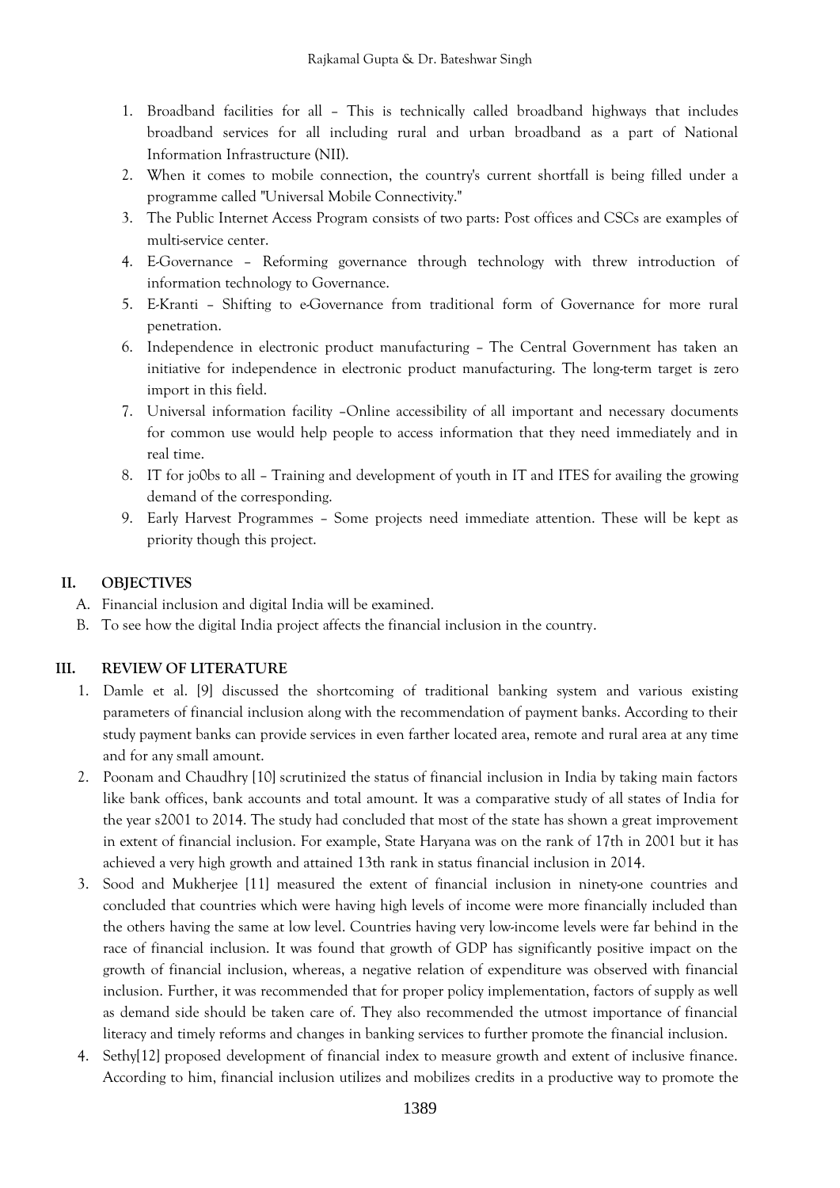1. Broadband facilities for all – This is technically called broadband highways that includes broadband services for all including rural and urban broadband as a part of National Information Infrastructure (NII).
2. When it comes to mobile connection, the country's current shortfall is being filled under a programme called "Universal Mobile Connectivity."
3. The Public Internet Access Program consists of two parts: Post offices and CSCs are examples of multi-service center.
4. E-Governance – Reforming governance through technology with threw introduction of information technology to Governance.
5. E-Kranti – Shifting to e-Governance from traditional form of Governance for more rural penetration.
6. Independence in electronic product manufacturing – The Central Government has taken an initiative for independence in electronic product manufacturing. The long-term target is zero import in this field.
7. Universal information facility –Online accessibility of all important and necessary documents for common use would help people to access information that they need immediately and in real time.
8. IT for jo0bs to all – Training and development of youth in IT and ITES for availing the growing demand of the corresponding.
9. Early Harvest Programmes – Some projects need immediate attention. These will be kept as priority though this project.

## II. OBJECTIVES

A. Financial inclusion and digital India will be examined.
B. To see how the digital India project affects the financial inclusion in the country.

## III. REVIEW OF LITERATURE

1. Damle et al. [9] discussed the shortcoming of traditional banking system and various existing parameters of financial inclusion along with the recommendation of payment banks. According to their study payment banks can provide services in even farther located area, remote and rural area at any time and for any small amount.
2. Poonam and Chaudhry [10] scrutinized the status of financial inclusion in India by taking main factors like bank offices, bank accounts and total amount. It was a comparative study of all states of India for the year s2001 to 2014. The study had concluded that most of the state has shown a great improvement in extent of financial inclusion. For example, State Haryana was on the rank of 17th in 2001 but it has achieved a very high growth and attained 13th rank in status financial inclusion in 2014.
3. Sood and Mukherjee [11] measured the extent of financial inclusion in ninety-one countries and concluded that countries which were having high levels of income were more financially included than the others having the same at low level. Countries having very low-income levels were far behind in the race of financial inclusion. It was found that growth of GDP has significantly positive impact on the growth of financial inclusion, whereas, a negative relation of expenditure was observed with financial inclusion. Further, it was recommended that for proper policy implementation, factors of supply as well as demand side should be taken care of. They also recommended the utmost importance of financial literacy and timely reforms and changes in banking services to further promote the financial inclusion.
4. Sethy[12] proposed development of financial index to measure growth and extent of inclusive finance. According to him, financial inclusion utilizes and mobilizes credits in a productive way to promote the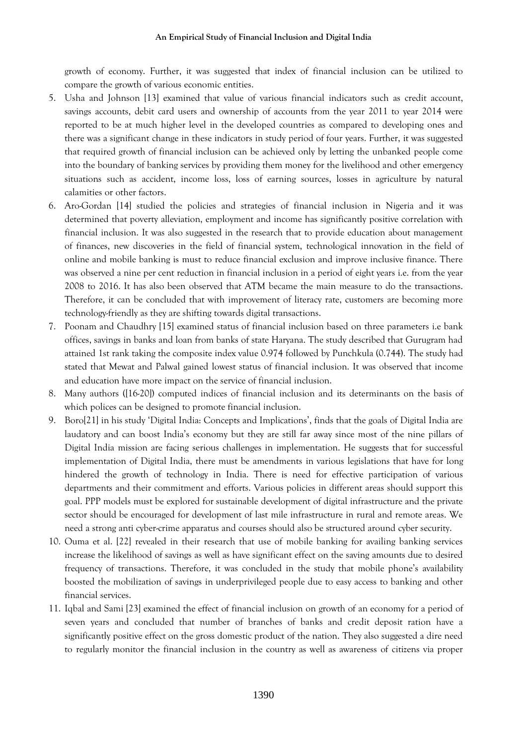growth of economy. Further, it was suggested that index of financial inclusion can be utilized to compare the growth of various economic entities.

5. Usha and Johnson [13] examined that value of various financial indicators such as credit account, savings accounts, debit card users and ownership of accounts from the year 2011 to year 2014 were reported to be at much higher level in the developed countries as compared to developing ones and there was a significant change in these indicators in study period of four years. Further, it was suggested that required growth of financial inclusion can be achieved only by letting the unbanked people come into the boundary of banking services by providing them money for the livelihood and other emergency situations such as accident, income loss, loss of earning sources, losses in agriculture by natural calamities or other factors.
6. Aro-Gordan [14] studied the policies and strategies of financial inclusion in Nigeria and it was determined that poverty alleviation, employment and income has significantly positive correlation with financial inclusion. It was also suggested in the research that to provide education about management of finances, new discoveries in the field of financial system, technological innovation in the field of online and mobile banking is must to reduce financial exclusion and improve inclusive finance. There was observed a nine per cent reduction in financial inclusion in a period of eight years i.e. from the year 2008 to 2016. It has also been observed that ATM became the main measure to do the transactions. Therefore, it can be concluded that with improvement of literacy rate, customers are becoming more technology-friendly as they are shifting towards digital transactions.
7. Poonam and Chaudhry [15] examined status of financial inclusion based on three parameters i.e bank offices, savings in banks and loan from banks of state Haryana. The study described that Gurugram had attained 1st rank taking the composite index value 0.974 followed by Punchkula (0.744). The study had stated that Mewat and Palwal gained lowest status of financial inclusion. It was observed that income and education have more impact on the service of financial inclusion.
8. Many authors ([16-20]) computed indices of financial inclusion and its determinants on the basis of which polices can be designed to promote financial inclusion.
9. Boro[21] in his study 'Digital India: Concepts and Implications', finds that the goals of Digital India are laudatory and can boost India's economy but they are still far away since most of the nine pillars of Digital India mission are facing serious challenges in implementation. He suggests that for successful implementation of Digital India, there must be amendments in various legislations that have for long hindered the growth of technology in India. There is need for effective participation of various departments and their commitment and efforts. Various policies in different areas should support this goal. PPP models must be explored for sustainable development of digital infrastructure and the private sector should be encouraged for development of last mile infrastructure in rural and remote areas. We need a strong anti cyber-crime apparatus and courses should also be structured around cyber security.
10. Ouma et al. [22] revealed in their research that use of mobile banking for availing banking services increase the likelihood of savings as well as have significant effect on the saving amounts due to desired frequency of transactions. Therefore, it was concluded in the study that mobile phone's availability boosted the mobilization of savings in underprivileged people due to easy access to banking and other financial services.
11. Iqbal and Sami [23] examined the effect of financial inclusion on growth of an economy for a period of seven years and concluded that number of branches of banks and credit deposit ration have a significantly positive effect on the gross domestic product of the nation. They also suggested a dire need to regularly monitor the financial inclusion in the country as well as awareness of citizens via proper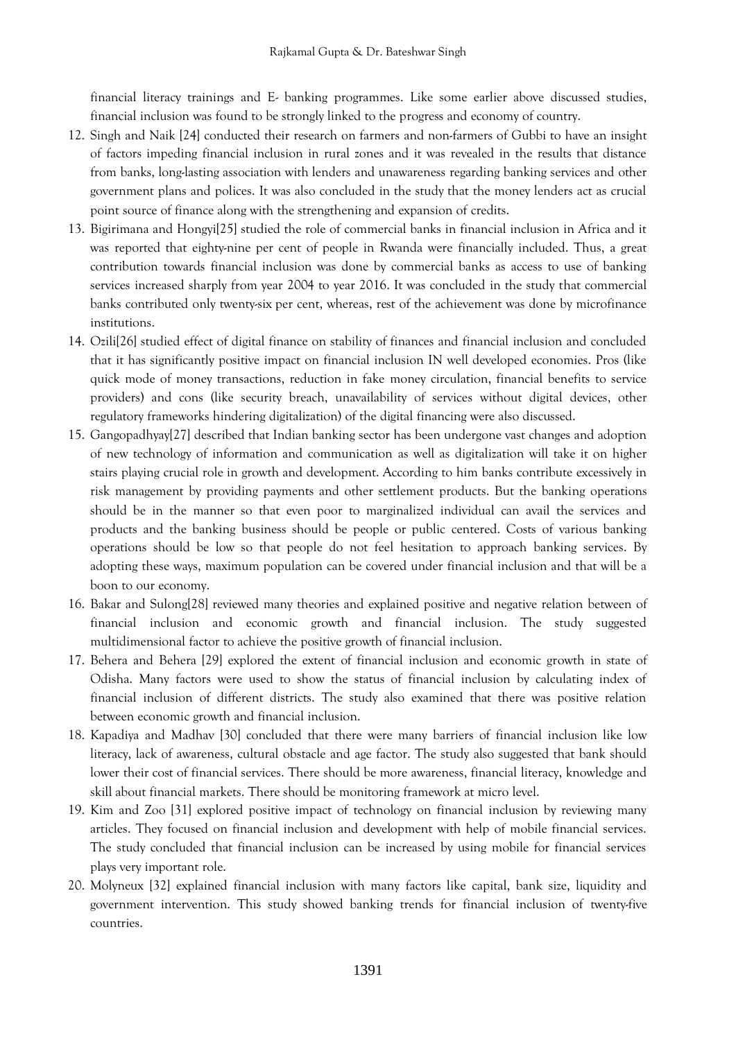financial literacy trainings and E- banking programmes. Like some earlier above discussed studies, financial inclusion was found to be strongly linked to the progress and economy of country.

12. Singh and Naik [24] conducted their research on farmers and non-farmers of Gubbi to have an insight of factors impeding financial inclusion in rural zones and it was revealed in the results that distance from banks, long-lasting association with lenders and unawareness regarding banking services and other government plans and polices. It was also concluded in the study that the money lenders act as crucial point source of finance along with the strengthening and expansion of credits.
13. Bigirimana and Hongyi[25] studied the role of commercial banks in financial inclusion in Africa and it was reported that eighty-nine per cent of people in Rwanda were financially included. Thus, a great contribution towards financial inclusion was done by commercial banks as access to use of banking services increased sharply from year 2004 to year 2016. It was concluded in the study that commercial banks contributed only twenty-six per cent, whereas, rest of the achievement was done by microfinance institutions.
14. Ozili[26] studied effect of digital finance on stability of finances and financial inclusion and concluded that it has significantly positive impact on financial inclusion IN well developed economies. Pros (like quick mode of money transactions, reduction in fake money circulation, financial benefits to service providers) and cons (like security breach, unavailability of services without digital devices, other regulatory frameworks hindering digitalization) of the digital financing were also discussed.
15. Gangopadhyay[27] described that Indian banking sector has been undergone vast changes and adoption of new technology of information and communication as well as digitalization will take it on higher stairs playing crucial role in growth and development. According to him banks contribute excessively in risk management by providing payments and other settlement products. But the banking operations should be in the manner so that even poor to marginalized individual can avail the services and products and the banking business should be people or public centered. Costs of various banking operations should be low so that people do not feel hesitation to approach banking services. By adopting these ways, maximum population can be covered under financial inclusion and that will be a boon to our economy.
16. Bakar and Sulong[28] reviewed many theories and explained positive and negative relation between of financial inclusion and economic growth and financial inclusion. The study suggested multidimensional factor to achieve the positive growth of financial inclusion.
17. Behera and Behera [29] explored the extent of financial inclusion and economic growth in state of Odisha. Many factors were used to show the status of financial inclusion by calculating index of financial inclusion of different districts. The study also examined that there was positive relation between economic growth and financial inclusion.
18. Kapadiya and Madhav [30] concluded that there were many barriers of financial inclusion like low literacy, lack of awareness, cultural obstacle and age factor. The study also suggested that bank should lower their cost of financial services. There should be more awareness, financial literacy, knowledge and skill about financial markets. There should be monitoring framework at micro level.
19. Kim and Zoo [31] explored positive impact of technology on financial inclusion by reviewing many articles. They focused on financial inclusion and development with help of mobile financial services. The study concluded that financial inclusion can be increased by using mobile for financial services plays very important role.
20. Molyneux [32] explained financial inclusion with many factors like capital, bank size, liquidity and government intervention. This study showed banking trends for financial inclusion of twenty-five countries.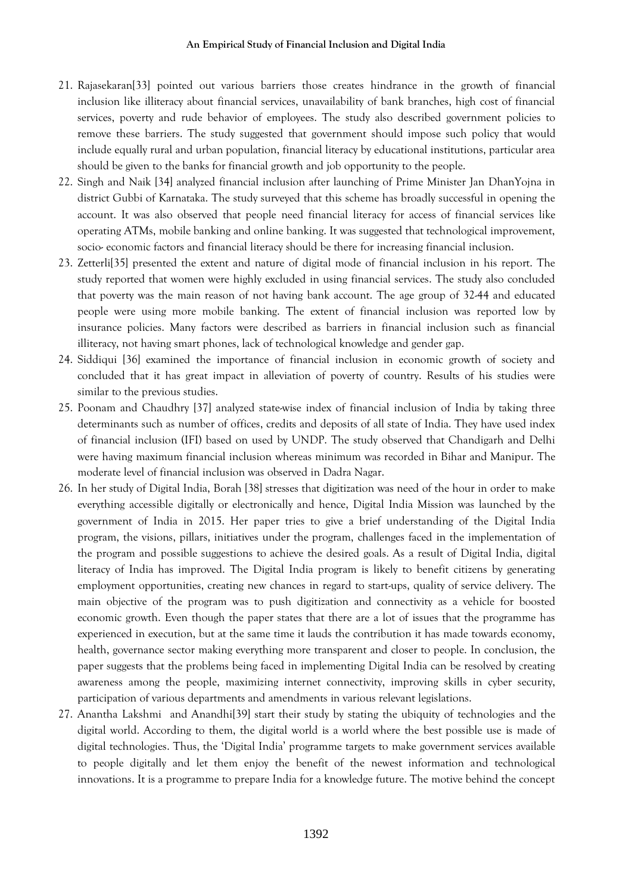21. Rajasekaran[33] pointed out various barriers those creates hindrance in the growth of financial inclusion like illiteracy about financial services, unavailability of bank branches, high cost of financial services, poverty and rude behavior of employees. The study also described government policies to remove these barriers. The study suggested that government should impose such policy that would include equally rural and urban population, financial literacy by educational institutions, particular area should be given to the banks for financial growth and job opportunity to the people.
22. Singh and Naik [34] analyzed financial inclusion after launching of Prime Minister Jan DhanYojna in district Gubbi of Karnataka. The study surveyed that this scheme has broadly successful in opening the account. It was also observed that people need financial literacy for access of financial services like operating ATMs, mobile banking and online banking. It was suggested that technological improvement, socio- economic factors and financial literacy should be there for increasing financial inclusion.
23. Zetterli[35] presented the extent and nature of digital mode of financial inclusion in his report. The study reported that women were highly excluded in using financial services. The study also concluded that poverty was the main reason of not having bank account. The age group of 32-44 and educated people were using more mobile banking. The extent of financial inclusion was reported low by insurance policies. Many factors were described as barriers in financial inclusion such as financial illiteracy, not having smart phones, lack of technological knowledge and gender gap.
24. Siddiqui [36] examined the importance of financial inclusion in economic growth of society and concluded that it has great impact in alleviation of poverty of country. Results of his studies were similar to the previous studies.
25. Poonam and Chaudhry [37] analyzed state-wise index of financial inclusion of India by taking three determinants such as number of offices, credits and deposits of all state of India. They have used index of financial inclusion (IFI) based on used by UNDP. The study observed that Chandigarh and Delhi were having maximum financial inclusion whereas minimum was recorded in Bihar and Manipur. The moderate level of financial inclusion was observed in Dadra Nagar.
26. In her study of Digital India, Borah [38] stresses that digitization was need of the hour in order to make everything accessible digitally or electronically and hence, Digital India Mission was launched by the government of India in 2015. Her paper tries to give a brief understanding of the Digital India program, the visions, pillars, initiatives under the program, challenges faced in the implementation of the program and possible suggestions to achieve the desired goals. As a result of Digital India, digital literacy of India has improved. The Digital India program is likely to benefit citizens by generating employment opportunities, creating new chances in regard to start-ups, quality of service delivery. The main objective of the program was to push digitization and connectivity as a vehicle for boosted economic growth. Even though the paper states that there are a lot of issues that the programme has experienced in execution, but at the same time it lauds the contribution it has made towards economy, health, governance sector making everything more transparent and closer to people. In conclusion, the paper suggests that the problems being faced in implementing Digital India can be resolved by creating awareness among the people, maximizing internet connectivity, improving skills in cyber security, participation of various departments and amendments in various relevant legislations.
27. Anantha Lakshmi and Anandhi[39] start their study by stating the ubiquity of technologies and the digital world. According to them, the digital world is a world where the best possible use is made of digital technologies. Thus, the 'Digital India' programme targets to make government services available to people digitally and let them enjoy the benefit of the newest information and technological innovations. It is a programme to prepare India for a knowledge future. The motive behind the concept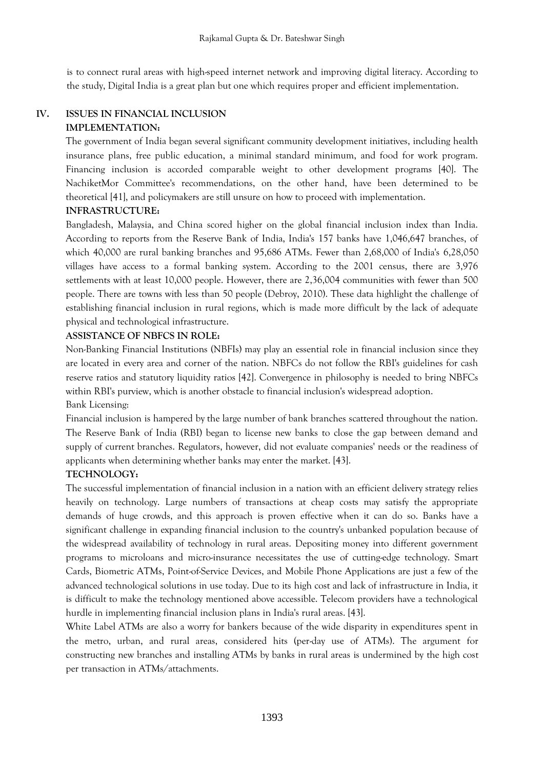is to connect rural areas with high-speed internet network and improving digital literacy. According to the study, Digital India is a great plan but one which requires proper and efficient implementation.

## IV. ISSUES IN FINANCIAL INCLUSION

### IMPLEMENTATION:

The government of India began several significant community development initiatives, including health insurance plans, free public education, a minimal standard minimum, and food for work program. Financing inclusion is accorded comparable weight to other development programs [40]. The NachiketMor Committee's recommendations, on the other hand, have been determined to be theoretical [41], and policymakers are still unsure on how to proceed with implementation.

### INFRASTRUCTURE:

Bangladesh, Malaysia, and China scored higher on the global financial inclusion index than India. According to reports from the Reserve Bank of India, India's 157 banks have 1,046,647 branches, of which 40,000 are rural banking branches and 95,686 ATMs. Fewer than 2,68,000 of India's 6,28,050 villages have access to a formal banking system. According to the 2001 census, there are 3,976 settlements with at least 10,000 people. However, there are 2,36,004 communities with fewer than 500 people. There are towns with less than 50 people (Debroy, 2010). These data highlight the challenge of establishing financial inclusion in rural regions, which is made more difficult by the lack of adequate physical and technological infrastructure.

### ASSISTANCE OF NBFCS IN ROLE:

Non-Banking Financial Institutions (NBFIs) may play an essential role in financial inclusion since they are located in every area and corner of the nation. NBFCs do not follow the RBI's guidelines for cash reserve ratios and statutory liquidity ratios [42]. Convergence in philosophy is needed to bring NBFCs within RBI's purview, which is another obstacle to financial inclusion's widespread adoption.

Bank Licensing:

Financial inclusion is hampered by the large number of bank branches scattered throughout the nation. The Reserve Bank of India (RBI) began to license new banks to close the gap between demand and supply of current branches. Regulators, however, did not evaluate companies' needs or the readiness of applicants when determining whether banks may enter the market. [43].

### TECHNOLOGY:

The successful implementation of financial inclusion in a nation with an efficient delivery strategy relies heavily on technology. Large numbers of transactions at cheap costs may satisfy the appropriate demands of huge crowds, and this approach is proven effective when it can do so. Banks have a significant challenge in expanding financial inclusion to the country's unbanked population because of the widespread availability of technology in rural areas. Depositing money into different government programs to microloans and micro-insurance necessitates the use of cutting-edge technology. Smart Cards, Biometric ATMs, Point-of-Service Devices, and Mobile Phone Applications are just a few of the advanced technological solutions in use today. Due to its high cost and lack of infrastructure in India, it is difficult to make the technology mentioned above accessible. Telecom providers have a technological hurdle in implementing financial inclusion plans in India's rural areas. [43].

White Label ATMs are also a worry for bankers because of the wide disparity in expenditures spent in the metro, urban, and rural areas, considered hits (per-day use of ATMs). The argument for constructing new branches and installing ATMs by banks in rural areas is undermined by the high cost per transaction in ATMs/attachments.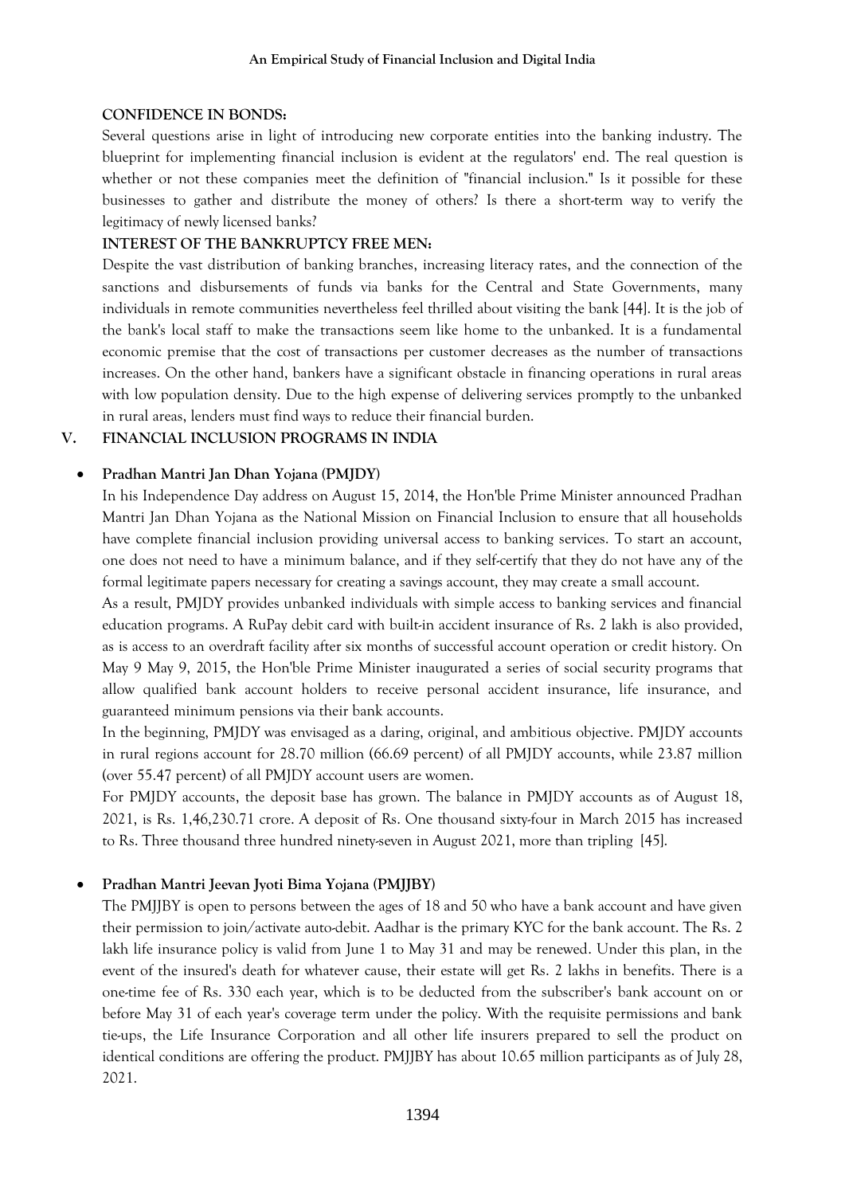**CONFIDENCE IN BONDS:**

Several questions arise in light of introducing new corporate entities into the banking industry. The blueprint for implementing financial inclusion is evident at the regulators' end. The real question is whether or not these companies meet the definition of "financial inclusion." Is it possible for these businesses to gather and distribute the money of others? Is there a short-term way to verify the legitimacy of newly licensed banks?

**INTEREST OF THE BANKRUPTCY FREE MEN:**

Despite the vast distribution of banking branches, increasing literacy rates, and the connection of the sanctions and disbursements of funds via banks for the Central and State Governments, many individuals in remote communities nevertheless feel thrilled about visiting the bank [44]. It is the job of the bank's local staff to make the transactions seem like home to the unbanked. It is a fundamental economic premise that the cost of transactions per customer decreases as the number of transactions increases. On the other hand, bankers have a significant obstacle in financing operations in rural areas with low population density. Due to the high expense of delivering services promptly to the unbanked in rural areas, lenders must find ways to reduce their financial burden.

## V. FINANCIAL INCLUSION PROGRAMS IN INDIA

- **Pradhan Mantri Jan Dhan Yojana (PMJDY)**

In his Independence Day address on August 15, 2014, the Hon'ble Prime Minister announced Pradhan Mantri Jan Dhan Yojana as the National Mission on Financial Inclusion to ensure that all households have complete financial inclusion providing universal access to banking services. To start an account, one does not need to have a minimum balance, and if they self-certify that they do not have any of the formal legitimate papers necessary for creating a savings account, they may create a small account.

As a result, PMJDY provides unbanked individuals with simple access to banking services and financial education programs. A RuPay debit card with built-in accident insurance of Rs. 2 lakh is also provided, as is access to an overdraft facility after six months of successful account operation or credit history. On May 9 May 9, 2015, the Hon'ble Prime Minister inaugurated a series of social security programs that allow qualified bank account holders to receive personal accident insurance, life insurance, and guaranteed minimum pensions via their bank accounts.

In the beginning, PMJDY was envisaged as a daring, original, and ambitious objective. PMJDY accounts in rural regions account for 28.70 million (66.69 percent) of all PMJDY accounts, while 23.87 million (over 55.47 percent) of all PMJDY account users are women.

For PMJDY accounts, the deposit base has grown. The balance in PMJDY accounts as of August 18, 2021, is Rs. 1,46,230.71 crore. A deposit of Rs. One thousand sixty-four in March 2015 has increased to Rs. Three thousand three hundred ninety-seven in August 2021, more than tripling [45].

- **Pradhan Mantri Jeevan Jyoti Bima Yojana (PMJJBY)**

The PMJJBY is open to persons between the ages of 18 and 50 who have a bank account and have given their permission to join/activate auto-debit. Aadhar is the primary KYC for the bank account. The Rs. 2 lakh life insurance policy is valid from June 1 to May 31 and may be renewed. Under this plan, in the event of the insured's death for whatever cause, their estate will get Rs. 2 lakhs in benefits. There is a one-time fee of Rs. 330 each year, which is to be deducted from the subscriber's bank account on or before May 31 of each year's coverage term under the policy. With the requisite permissions and bank tie-ups, the Life Insurance Corporation and all other life insurers prepared to sell the product on identical conditions are offering the product. PMJJBY has about 10.65 million participants as of July 28, 2021.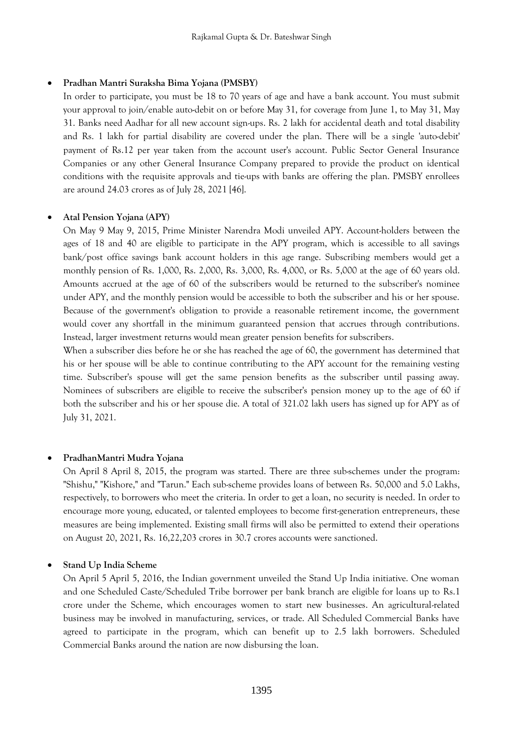- **Pradhan Mantri Suraksha Bima Yojana (PMSBY)**

  In order to participate, you must be 18 to 70 years of age and have a bank account. You must submit your approval to join/enable auto-debit on or before May 31, for coverage from June 1, to May 31, May 31. Banks need Aadhar for all new account sign-ups. Rs. 2 lakh for accidental death and total disability and Rs. 1 lakh for partial disability are covered under the plan. There will be a single 'auto-debit' payment of Rs.12 per year taken from the account user's account. Public Sector General Insurance Companies or any other General Insurance Company prepared to provide the product on identical conditions with the requisite approvals and tie-ups with banks are offering the plan. PMSBY enrollees are around 24.03 crores as of July 28, 2021 [46].

- **Atal Pension Yojana (APY)**

  On May 9 May 9, 2015, Prime Minister Narendra Modi unveiled APY. Account-holders between the ages of 18 and 40 are eligible to participate in the APY program, which is accessible to all savings bank/post office savings bank account holders in this age range. Subscribing members would get a monthly pension of Rs. 1,000, Rs. 2,000, Rs. 3,000, Rs. 4,000, or Rs. 5,000 at the age of 60 years old. Amounts accrued at the age of 60 of the subscribers would be returned to the subscriber's nominee under APY, and the monthly pension would be accessible to both the subscriber and his or her spouse. Because of the government's obligation to provide a reasonable retirement income, the government would cover any shortfall in the minimum guaranteed pension that accrues through contributions. Instead, larger investment returns would mean greater pension benefits for subscribers.

  When a subscriber dies before he or she has reached the age of 60, the government has determined that his or her spouse will be able to continue contributing to the APY account for the remaining vesting time. Subscriber's spouse will get the same pension benefits as the subscriber until passing away. Nominees of subscribers are eligible to receive the subscriber's pension money up to the age of 60 if both the subscriber and his or her spouse die. A total of 321.02 lakh users has signed up for APY as of July 31, 2021.

- **PradhanMantri Mudra Yojana**

  On April 8 April 8, 2015, the program was started. There are three sub-schemes under the program: "Shishu," "Kishore," and "Tarun." Each sub-scheme provides loans of between Rs. 50,000 and 5.0 Lakhs, respectively, to borrowers who meet the criteria. In order to get a loan, no security is needed. In order to encourage more young, educated, or talented employees to become first-generation entrepreneurs, these measures are being implemented. Existing small firms will also be permitted to extend their operations on August 20, 2021, Rs. 16,22,203 crores in 30.7 crores accounts were sanctioned.

- **Stand Up India Scheme**

  On April 5 April 5, 2016, the Indian government unveiled the Stand Up India initiative. One woman and one Scheduled Caste/Scheduled Tribe borrower per bank branch are eligible for loans up to Rs.1 crore under the Scheme, which encourages women to start new businesses. An agricultural-related business may be involved in manufacturing, services, or trade. All Scheduled Commercial Banks have agreed to participate in the program, which can benefit up to 2.5 lakh borrowers. Scheduled Commercial Banks around the nation are now disbursing the loan.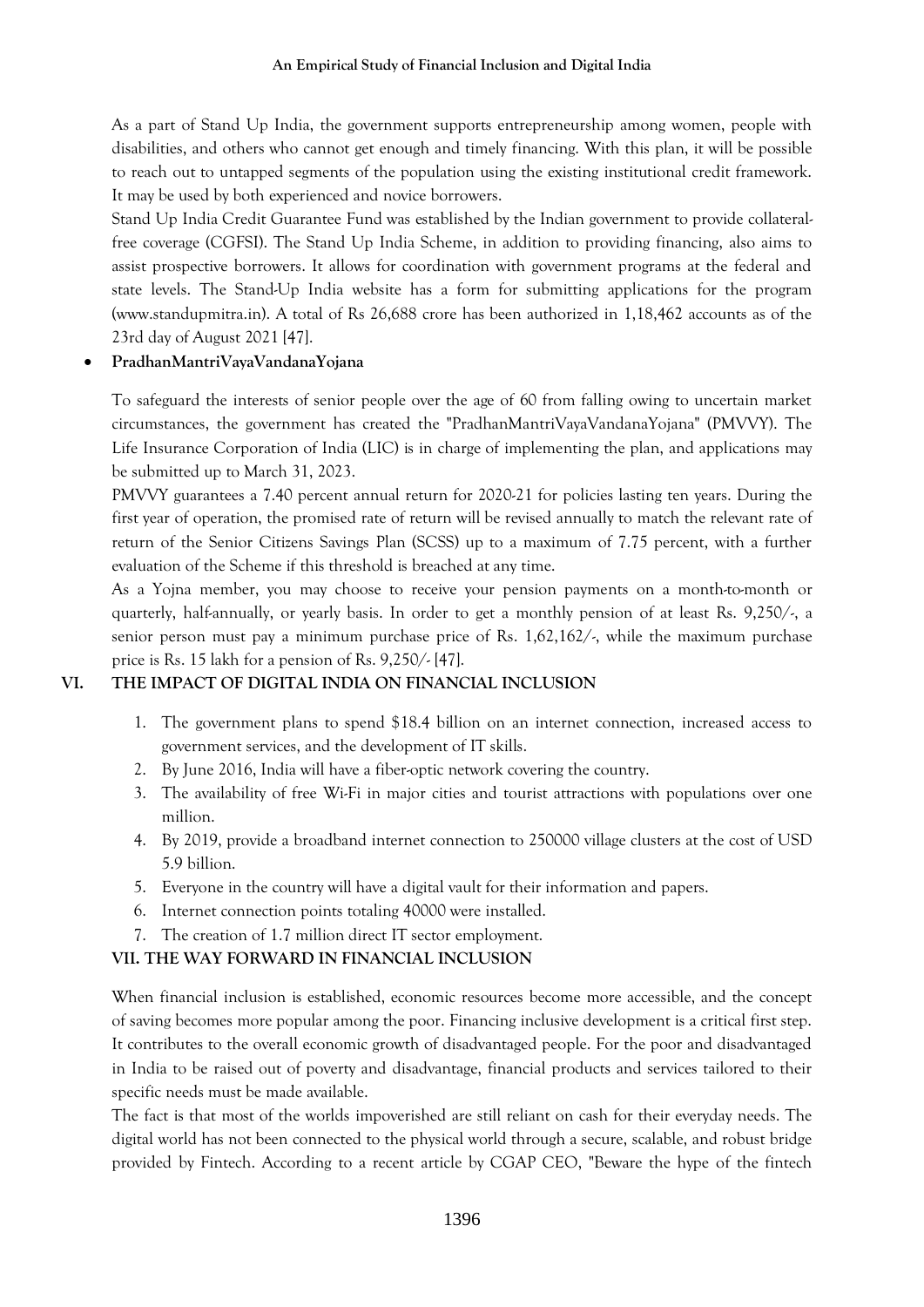As a part of Stand Up India, the government supports entrepreneurship among women, people with disabilities, and others who cannot get enough and timely financing. With this plan, it will be possible to reach out to untapped segments of the population using the existing institutional credit framework. It may be used by both experienced and novice borrowers.

Stand Up India Credit Guarantee Fund was established by the Indian government to provide collateral-free coverage (CGFSI). The Stand Up India Scheme, in addition to providing financing, also aims to assist prospective borrowers. It allows for coordination with government programs at the federal and state levels. The Stand-Up India website has a form for submitting applications for the program (www.standupmitra.in). A total of Rs 26,688 crore has been authorized in 1,18,462 accounts as of the 23rd day of August 2021 [47].

- **PradhanMantriVayaVandanaYojana**

To safeguard the interests of senior people over the age of 60 from falling owing to uncertain market circumstances, the government has created the "PradhanMantriVayaVandanaYojana" (PMVVY). The Life Insurance Corporation of India (LIC) is in charge of implementing the plan, and applications may be submitted up to March 31, 2023.

PMVVY guarantees a 7.40 percent annual return for 2020-21 for policies lasting ten years. During the first year of operation, the promised rate of return will be revised annually to match the relevant rate of return of the Senior Citizens Savings Plan (SCSS) up to a maximum of 7.75 percent, with a further evaluation of the Scheme if this threshold is breached at any time.

As a Yojna member, you may choose to receive your pension payments on a month-to-month or quarterly, half-annually, or yearly basis. In order to get a monthly pension of at least Rs. 9,250/-, a senior person must pay a minimum purchase price of Rs. 1,62,162/-, while the maximum purchase price is Rs. 15 lakh for a pension of Rs. 9,250/- [47].

## VI. THE IMPACT OF DIGITAL INDIA ON FINANCIAL INCLUSION

1. The government plans to spend $18.4 billion on an internet connection, increased access to government services, and the development of IT skills.
2. By June 2016, India will have a fiber-optic network covering the country.
3. The availability of free Wi-Fi in major cities and tourist attractions with populations over one million.
4. By 2019, provide a broadband internet connection to 250000 village clusters at the cost of USD 5.9 billion.
5. Everyone in the country will have a digital vault for their information and papers.
6. Internet connection points totaling 40000 were installed.
7. The creation of 1.7 million direct IT sector employment.

## VII. THE WAY FORWARD IN FINANCIAL INCLUSION

When financial inclusion is established, economic resources become more accessible, and the concept of saving becomes more popular among the poor. Financing inclusive development is a critical first step. It contributes to the overall economic growth of disadvantaged people. For the poor and disadvantaged in India to be raised out of poverty and disadvantage, financial products and services tailored to their specific needs must be made available.

The fact is that most of the worlds impoverished are still reliant on cash for their everyday needs. The digital world has not been connected to the physical world through a secure, scalable, and robust bridge provided by Fintech. According to a recent article by CGAP CEO, "Beware the hype of the fintech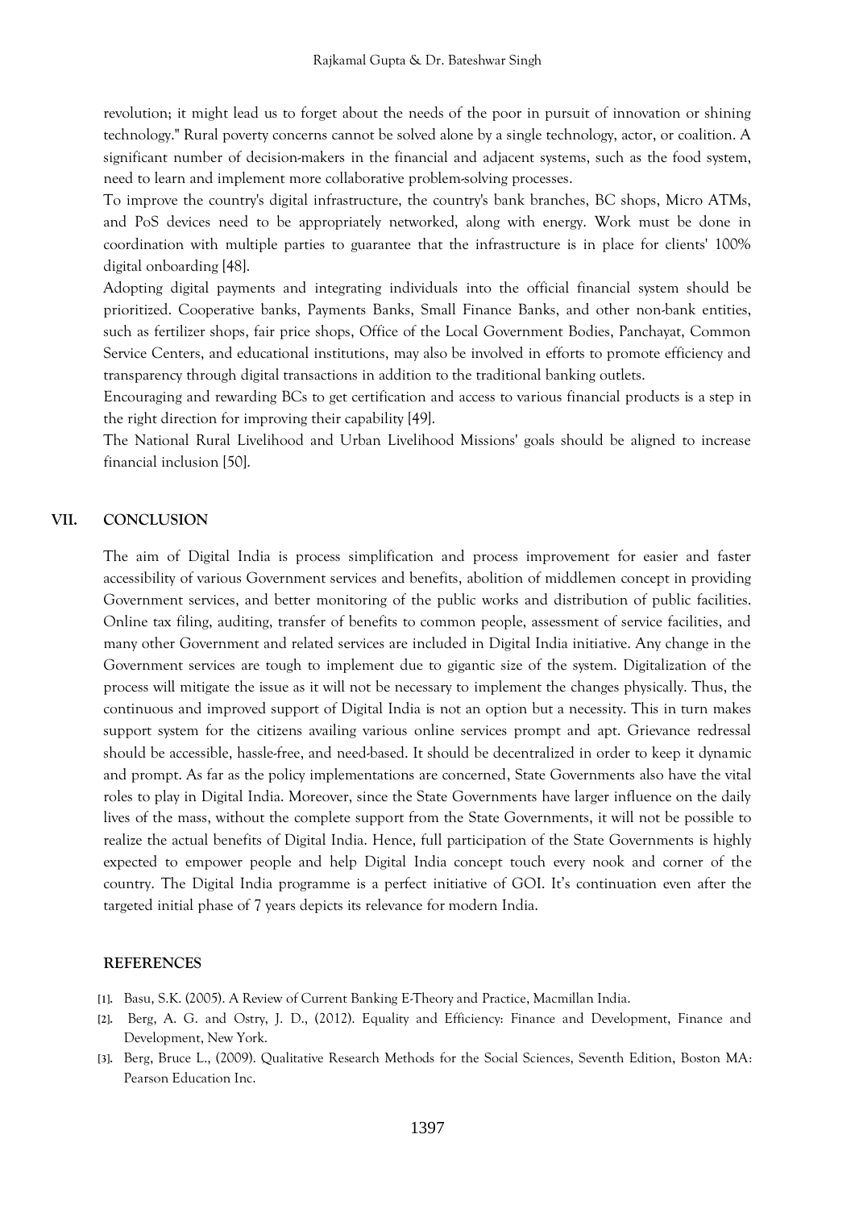revolution; it might lead us to forget about the needs of the poor in pursuit of innovation or shining technology." Rural poverty concerns cannot be solved alone by a single technology, actor, or coalition. A significant number of decision-makers in the financial and adjacent systems, such as the food system, need to learn and implement more collaborative problem-solving processes.

To improve the country's digital infrastructure, the country's bank branches, BC shops, Micro ATMs, and PoS devices need to be appropriately networked, along with energy. Work must be done in coordination with multiple parties to guarantee that the infrastructure is in place for clients' 100% digital onboarding [48].

Adopting digital payments and integrating individuals into the official financial system should be prioritized. Cooperative banks, Payments Banks, Small Finance Banks, and other non-bank entities, such as fertilizer shops, fair price shops, Office of the Local Government Bodies, Panchayat, Common Service Centers, and educational institutions, may also be involved in efforts to promote efficiency and transparency through digital transactions in addition to the traditional banking outlets.

Encouraging and rewarding BCs to get certification and access to various financial products is a step in the right direction for improving their capability [49].

The National Rural Livelihood and Urban Livelihood Missions' goals should be aligned to increase financial inclusion [50].

## VII. CONCLUSION

The aim of Digital India is process simplification and process improvement for easier and faster accessibility of various Government services and benefits, abolition of middlemen concept in providing Government services, and better monitoring of the public works and distribution of public facilities. Online tax filing, auditing, transfer of benefits to common people, assessment of service facilities, and many other Government and related services are included in Digital India initiative. Any change in the Government services are tough to implement due to gigantic size of the system. Digitalization of the process will mitigate the issue as it will not be necessary to implement the changes physically. Thus, the continuous and improved support of Digital India is not an option but a necessity. This in turn makes support system for the citizens availing various online services prompt and apt. Grievance redressal should be accessible, hassle-free, and need-based. It should be decentralized in order to keep it dynamic and prompt. As far as the policy implementations are concerned, State Governments also have the vital roles to play in Digital India. Moreover, since the State Governments have larger influence on the daily lives of the mass, without the complete support from the State Governments, it will not be possible to realize the actual benefits of Digital India. Hence, full participation of the State Governments is highly expected to empower people and help Digital India concept touch every nook and corner of the country. The Digital India programme is a perfect initiative of GOI. It's continuation even after the targeted initial phase of 7 years depicts its relevance for modern India.

## REFERENCES

[1]. Basu, S.K. (2005). A Review of Current Banking E-Theory and Practice, Macmillan India.

[2]. Berg, A. G. and Ostry, J. D., (2012). Equality and Efficiency: Finance and Development, Finance and Development, New York.

[3]. Berg, Bruce L., (2009). Qualitative Research Methods for the Social Sciences, Seventh Edition, Boston MA: Pearson Education Inc.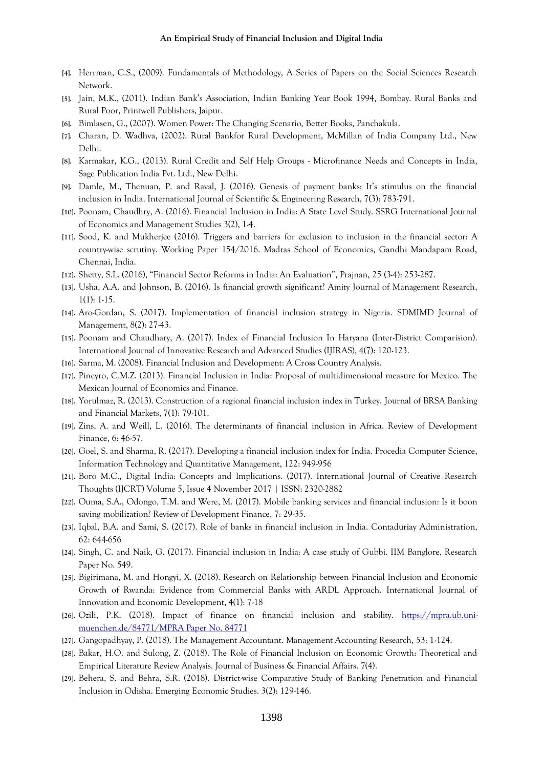- [4]. Herrman, C.S., (2009). Fundamentals of Methodology, A Series of Papers on the Social Sciences Research Network.
- [5]. Jain, M.K., (2011). Indian Bank's Association, Indian Banking Year Book 1994, Bombay. Rural Banks and Rural Poor, Printwell Publishers, Jaipur.
- [6]. Bimlasen, G., (2007). Women Power: The Changing Scenario, Better Books, Panchakula.
- [7]. Charan, D. Wadhva, (2002). Rural Bankfor Rural Development, McMillan of India Company Ltd., New Delhi.
- [8]. Karmakar, K.G., (2013). Rural Credit and Self Help Groups - Microfinance Needs and Concepts in India, Sage Publication India Pvt. Ltd., New Delhi.
- [9]. Damle, M., Thenuan, P. and Raval, J. (2016). Genesis of payment banks: It's stimulus on the financial inclusion in India. International Journal of Scientific & Engineering Research, 7(3): 783-791.
- [10]. Poonam, Chaudhry, A. (2016). Financial Inclusion in India: A State Level Study. SSRG International Journal of Economics and Management Studies 3(2), 1-4.
- [11]. Sood, K. and Mukherjee (2016). Triggers and barriers for exclusion to inclusion in the financial sector: A country-wise scrutiny. Working Paper 154/2016. Madras School of Economics, Gandhi Mandapam Road, Chennai, India.
- [12]. Shetty, S.L. (2016), "Financial Sector Reforms in India: An Evaluation", Prajnan, 25 (3-4): 253-287.
- [13]. Usha, A.A. and Johnson, B. (2016). Is financial growth significant? Amity Journal of Management Research, 1(1): 1-15.
- [14]. Aro-Gordan, S. (2017). Implementation of financial inclusion strategy in Nigeria. SDMIMD Journal of Management, 8(2): 27-43.
- [15]. Poonam and Chaudhary, A. (2017). Index of Financial Inclusion In Haryana (Inter-District Comparision). International Journal of Innovative Research and Advanced Studies (IJIRAS), 4(7): 120-123.
- [16]. Sarma, M. (2008). Financial Inclusion and Development: A Cross Country Analysis.
- [17]. Pineyro, C.M.Z. (2013). Financial Inclusion in India: Proposal of multidimensional measure for Mexico. The Mexican Journal of Economics and Finance.
- [18]. Yorulmaz, R. (2013). Construction of a regional financial inclusion index in Turkey. Journal of BRSA Banking and Financial Markets, 7(1): 79-101.
- [19]. Zins, A. and Weill, L. (2016). The determinants of financial inclusion in Africa. Review of Development Finance, 6: 46-57.
- [20]. Goel, S. and Sharma, R. (2017). Developing a financial inclusion index for India. Procedia Computer Science, Information Technology and Quantitative Management, 122: 949-956
- [21]. Boro M.C., Digital India: Concepts and Implications. (2017). International Journal of Creative Research Thoughts (IJCRT) Volume 5, Issue 4 November 2017 | ISSN: 2320-2882
- [22]. Ouma, S.A., Odongo, T.M. and Were, M. (2017). Mobile banking services and financial inclusion: Is it boon saving mobilization? Review of Development Finance, 7: 29-35.
- [23]. Iqbal, B.A. and Sami, S. (2017). Role of banks in financial inclusion in India. Contaduriay Administration, 62: 644-656
- [24]. Singh, C. and Naik, G. (2017). Financial inclusion in India: A case study of Gubbi. IIM Banglore, Research Paper No. 549.
- [25]. Bigirimana, M. and Hongyi, X. (2018). Research on Relationship between Financial Inclusion and Economic Growth of Rwanda: Evidence from Commercial Banks with ARDL Approach. International Journal of Innovation and Economic Development, 4(1): 7-18
- [26]. Ozili, P.K. (2018). Impact of finance on financial inclusion and stability. https://mpra.ub.uni-muenchen.de/84771/MPRA Paper No. 84771
- [27]. Gangopadhyay, P. (2018). The Management Accountant. Management Accounting Research, 53: 1-124.
- [28]. Bakar, H.O. and Sulong, Z. (2018). The Role of Financial Inclusion on Economic Growth: Theoretical and Empirical Literature Review Analysis. Journal of Business & Financial Affairs. 7(4).
- [29]. Behera, S. and Behra, S.R. (2018). District-wise Comparative Study of Banking Penetration and Financial Inclusion in Odisha. Emerging Economic Studies. 3(2): 129-146.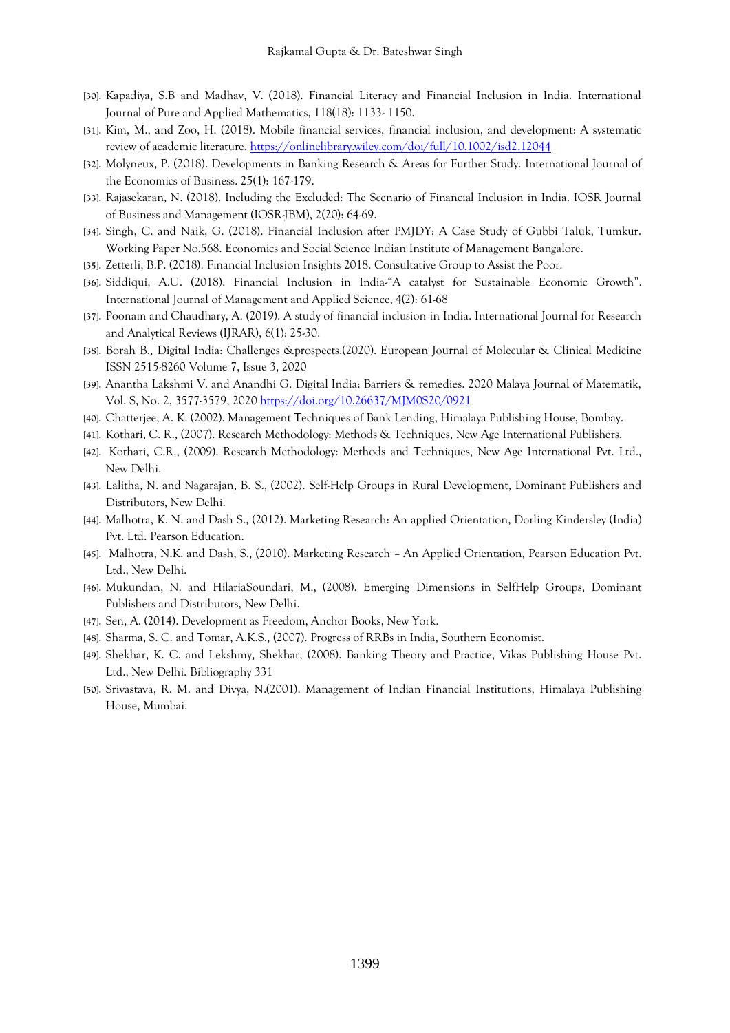[30]. Kapadiya, S.B and Madhav, V. (2018). Financial Literacy and Financial Inclusion in India. International Journal of Pure and Applied Mathematics, 118(18): 1133- 1150.

[31]. Kim, M., and Zoo, H. (2018). Mobile financial services, financial inclusion, and development: A systematic review of academic literature. https://onlinelibrary.wiley.com/doi/full/10.1002/isd2.12044

[32]. Molyneux, P. (2018). Developments in Banking Research & Areas for Further Study. International Journal of the Economics of Business. 25(1): 167-179.

[33]. Rajasekaran, N. (2018). Including the Excluded: The Scenario of Financial Inclusion in India. IOSR Journal of Business and Management (IOSR-JBM), 2(20): 64-69.

[34]. Singh, C. and Naik, G. (2018). Financial Inclusion after PMJDY: A Case Study of Gubbi Taluk, Tumkur. Working Paper No.568. Economics and Social Science Indian Institute of Management Bangalore.

[35]. Zetterli, B.P. (2018). Financial Inclusion Insights 2018. Consultative Group to Assist the Poor.

[36]. Siddiqui, A.U. (2018). Financial Inclusion in India-"A catalyst for Sustainable Economic Growth". International Journal of Management and Applied Science, 4(2): 61-68

[37]. Poonam and Chaudhary, A. (2019). A study of financial inclusion in India. International Journal for Research and Analytical Reviews (IJRAR), 6(1): 25-30.

[38]. Borah B., Digital India: Challenges &prospects.(2020). European Journal of Molecular & Clinical Medicine ISSN 2515-8260 Volume 7, Issue 3, 2020

[39]. Anantha Lakshmi V. and Anandhi G. Digital India: Barriers & remedies. 2020 Malaya Journal of Matematik, Vol. S, No. 2, 3577-3579, 2020 https://doi.org/10.26637/MJM0S20/0921

[40]. Chatterjee, A. K. (2002). Management Techniques of Bank Lending, Himalaya Publishing House, Bombay.

[41]. Kothari, C. R., (2007). Research Methodology: Methods & Techniques, New Age International Publishers.

[42]. Kothari, C.R., (2009). Research Methodology: Methods and Techniques, New Age International Pvt. Ltd., New Delhi.

[43]. Lalitha, N. and Nagarajan, B. S., (2002). Self-Help Groups in Rural Development, Dominant Publishers and Distributors, New Delhi.

[44]. Malhotra, K. N. and Dash S., (2012). Marketing Research: An applied Orientation, Dorling Kindersley (India) Pvt. Ltd. Pearson Education.

[45]. Malhotra, N.K. and Dash, S., (2010). Marketing Research – An Applied Orientation, Pearson Education Pvt. Ltd., New Delhi.

[46]. Mukundan, N. and HilariaSoundari, M., (2008). Emerging Dimensions in SelfHelp Groups, Dominant Publishers and Distributors, New Delhi.

[47]. Sen, A. (2014). Development as Freedom, Anchor Books, New York.

[48]. Sharma, S. C. and Tomar, A.K.S., (2007). Progress of RRBs in India, Southern Economist.

[49]. Shekhar, K. C. and Lekshmy, Shekhar, (2008). Banking Theory and Practice, Vikas Publishing House Pvt. Ltd., New Delhi. Bibliography 331

[50]. Srivastava, R. M. and Divya, N.(2001). Management of Indian Financial Institutions, Himalaya Publishing House, Mumbai.